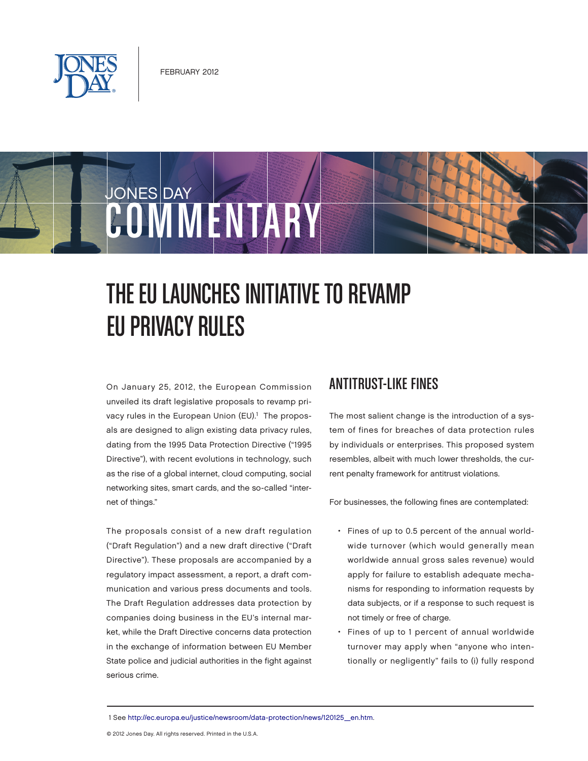FEBRUARY 2012

JONES DAY

# COMMENTARY

# THE EU LAUNCHES INITIATIVE TO REVAMP EU PRIVACY RULES

On January 25, 2012, the European Commission unveiled its draft legislative proposals to revamp privacy rules in the European Union (EU).[1] The proposals are designed to align existing data privacy rules, dating from the 1995 Data Protection Directive ("1995 Directive"), with recent evolutions in technology, such as the rise of a global internet, cloud computing, social networking sites, smart cards, and the so-called "internet of things."

The proposals consist of a new draft regulation ("Draft Regulation") and a new draft directive ("Draft Directive"). These proposals are accompanied by a regulatory impact assessment, a report, a draft communication and various press documents and tools. The Draft Regulation addresses data protection by companies doing business in the EU's internal market, while the Draft Directive concerns data protection in the exchange of information between EU Member State police and judicial authorities in the fight against serious crime.

## ANTITRUST-LIKE FINES

The most salient change is the introduction of a system of fines for breaches of data protection rules by individuals or enterprises. This proposed system resembles, albeit with much lower thresholds, the current penalty framework for antitrust violations.

For businesses, the following fines are contemplated:

- Fines of up to 0.5 percent of the annual worldwide turnover (which would generally mean worldwide annual gross sales revenue) would apply for failure to establish adequate mechanisms for responding to information requests by data subjects, or if a response to such request is not timely or free of charge.
- Fines of up to 1 percent of annual worldwide turnover may apply when "anyone who intentionally or negligently" fails to (i) fully respond

1 See http://ec.europa.eu/justice/newsroom/data-protection/news/120125_en.htm.

© 2012 Jones Day. All rights reserved. Printed in the U.S.A.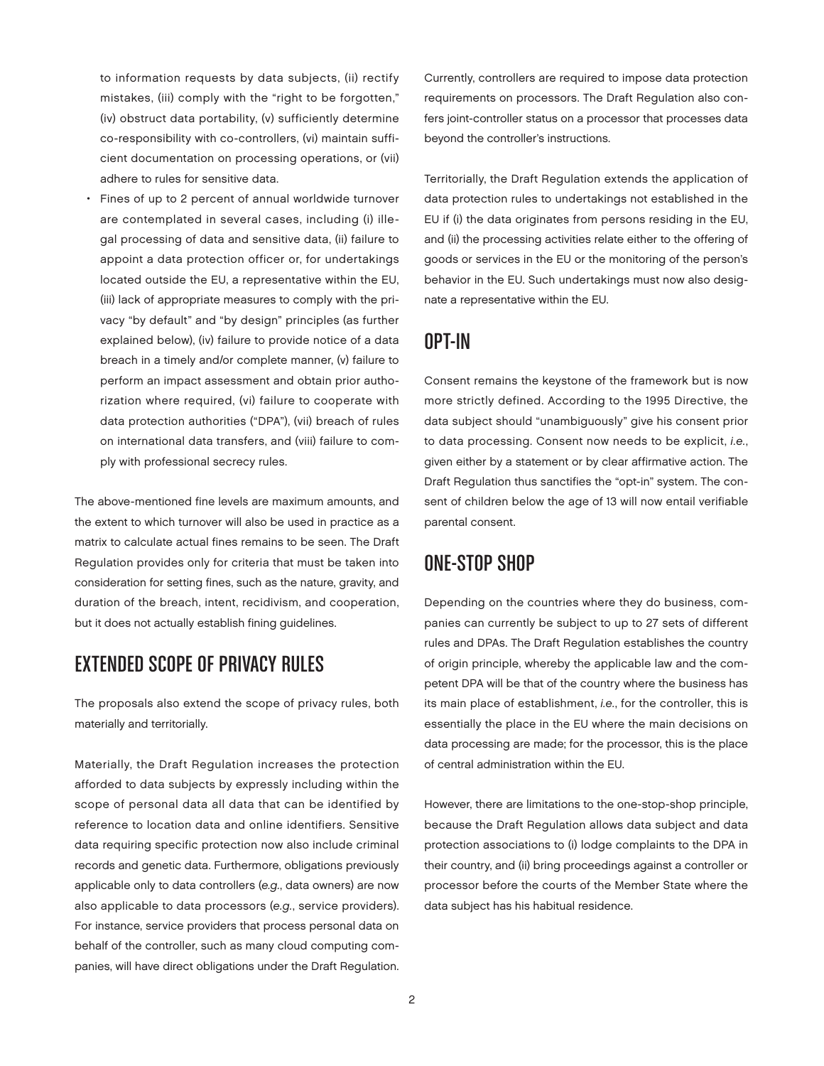to information requests by data subjects, (ii) rectify mistakes, (iii) comply with the "right to be forgotten," (iv) obstruct data portability, (v) sufficiently determine co-responsibility with co-controllers, (vi) maintain sufficient documentation on processing operations, or (vii) adhere to rules for sensitive data.

- Fines of up to 2 percent of annual worldwide turnover are contemplated in several cases, including (i) illegal processing of data and sensitive data, (ii) failure to appoint a data protection officer or, for undertakings located outside the EU, a representative within the EU, (iii) lack of appropriate measures to comply with the privacy "by default" and "by design" principles (as further explained below), (iv) failure to provide notice of a data breach in a timely and/or complete manner, (v) failure to perform an impact assessment and obtain prior authorization where required, (vi) failure to cooperate with data protection authorities ("DPA"), (vii) breach of rules on international data transfers, and (viii) failure to comply with professional secrecy rules.

The above-mentioned fine levels are maximum amounts, and the extent to which turnover will also be used in practice as a matrix to calculate actual fines remains to be seen. The Draft Regulation provides only for criteria that must be taken into consideration for setting fines, such as the nature, gravity, and duration of the breach, intent, recidivism, and cooperation, but it does not actually establish fining guidelines.

## EXTENDED SCOPE OF PRIVACY RULES

The proposals also extend the scope of privacy rules, both materially and territorially.

Materially, the Draft Regulation increases the protection afforded to data subjects by expressly including within the scope of personal data all data that can be identified by reference to location data and online identifiers. Sensitive data requiring specific protection now also include criminal records and genetic data. Furthermore, obligations previously applicable only to data controllers (*e.g.*, data owners) are now also applicable to data processors (*e.g.*, service providers). For instance, service providers that process personal data on behalf of the controller, such as many cloud computing companies, will have direct obligations under the Draft Regulation. Currently, controllers are required to impose data protection requirements on processors. The Draft Regulation also confers joint-controller status on a processor that processes data beyond the controller's instructions.

Territorially, the Draft Regulation extends the application of data protection rules to undertakings not established in the EU if (i) the data originates from persons residing in the EU, and (ii) the processing activities relate either to the offering of goods or services in the EU or the monitoring of the person's behavior in the EU. Such undertakings must now also designate a representative within the EU.

## OPT-IN

Consent remains the keystone of the framework but is now more strictly defined. According to the 1995 Directive, the data subject should "unambiguously" give his consent prior to data processing. Consent now needs to be explicit, *i.e.*, given either by a statement or by clear affirmative action. The Draft Regulation thus sanctifies the "opt-in" system. The consent of children below the age of 13 will now entail verifiable parental consent.

## ONE-STOP SHOP

Depending on the countries where they do business, companies can currently be subject to up to 27 sets of different rules and DPAs. The Draft Regulation establishes the country of origin principle, whereby the applicable law and the competent DPA will be that of the country where the business has its main place of establishment, *i.e.*, for the controller, this is essentially the place in the EU where the main decisions on data processing are made; for the processor, this is the place of central administration within the EU.

However, there are limitations to the one-stop-shop principle, because the Draft Regulation allows data subject and data protection associations to (i) lodge complaints to the DPA in their country, and (ii) bring proceedings against a controller or processor before the courts of the Member State where the data subject has his habitual residence.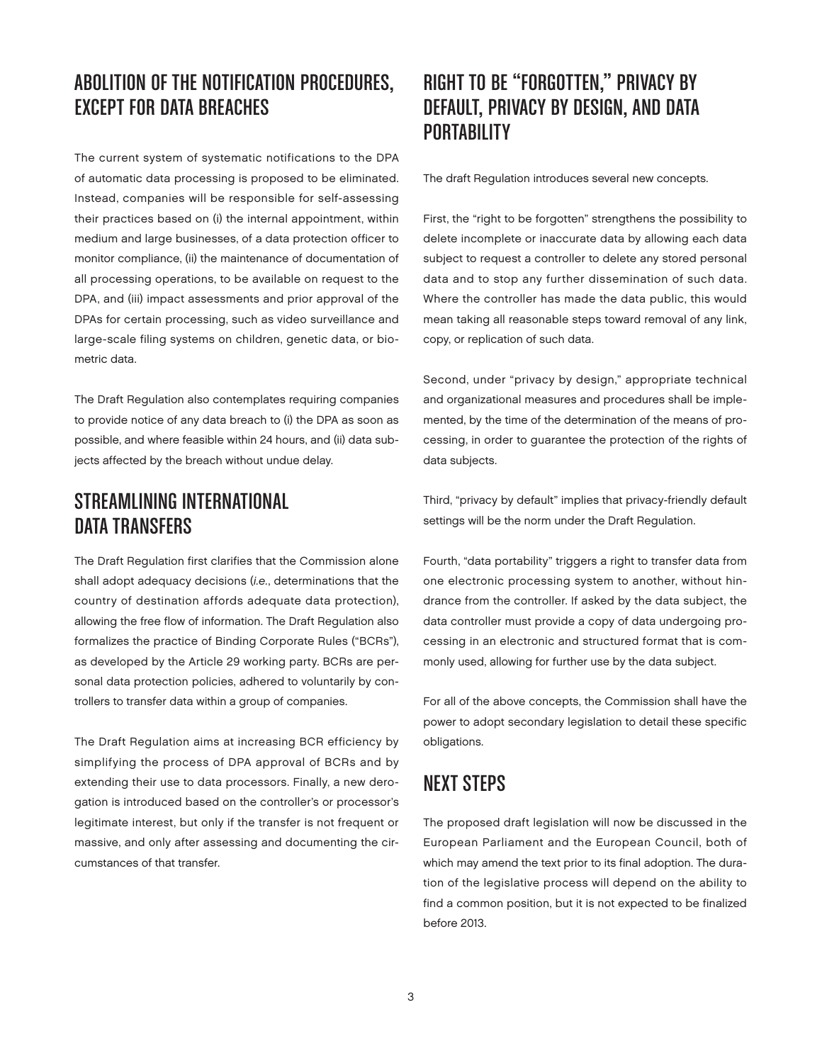## ABOLITION OF THE NOTIFICATION PROCEDURES, EXCEPT FOR DATA BREACHES

The current system of systematic notifications to the DPA of automatic data processing is proposed to be eliminated. Instead, companies will be responsible for self-assessing their practices based on (i) the internal appointment, within medium and large businesses, of a data protection officer to monitor compliance, (ii) the maintenance of documentation of all processing operations, to be available on request to the DPA, and (iii) impact assessments and prior approval of the DPAs for certain processing, such as video surveillance and large-scale filing systems on children, genetic data, or biometric data.

The Draft Regulation also contemplates requiring companies to provide notice of any data breach to (i) the DPA as soon as possible, and where feasible within 24 hours, and (ii) data subjects affected by the breach without undue delay.

## STREAMLINING INTERNATIONAL DATA TRANSFERS

The Draft Regulation first clarifies that the Commission alone shall adopt adequacy decisions (*i.e.*, determinations that the country of destination affords adequate data protection), allowing the free flow of information. The Draft Regulation also formalizes the practice of Binding Corporate Rules ("BCRs"), as developed by the Article 29 working party. BCRs are personal data protection policies, adhered to voluntarily by controllers to transfer data within a group of companies.

The Draft Regulation aims at increasing BCR efficiency by simplifying the process of DPA approval of BCRs and by extending their use to data processors. Finally, a new derogation is introduced based on the controller's or processor's legitimate interest, but only if the transfer is not frequent or massive, and only after assessing and documenting the circumstances of that transfer.

## RIGHT TO BE "FORGOTTEN," PRIVACY BY DEFAULT, PRIVACY BY DESIGN, AND DATA PORTABILITY

The draft Regulation introduces several new concepts.

First, the "right to be forgotten" strengthens the possibility to delete incomplete or inaccurate data by allowing each data subject to request a controller to delete any stored personal data and to stop any further dissemination of such data. Where the controller has made the data public, this would mean taking all reasonable steps toward removal of any link, copy, or replication of such data.

Second, under "privacy by design," appropriate technical and organizational measures and procedures shall be implemented, by the time of the determination of the means of processing, in order to guarantee the protection of the rights of data subjects.

Third, "privacy by default" implies that privacy-friendly default settings will be the norm under the Draft Regulation.

Fourth, "data portability" triggers a right to transfer data from one electronic processing system to another, without hindrance from the controller. If asked by the data subject, the data controller must provide a copy of data undergoing processing in an electronic and structured format that is commonly used, allowing for further use by the data subject.

For all of the above concepts, the Commission shall have the power to adopt secondary legislation to detail these specific obligations.

## NEXT STEPS

The proposed draft legislation will now be discussed in the European Parliament and the European Council, both of which may amend the text prior to its final adoption. The duration of the legislative process will depend on the ability to find a common position, but it is not expected to be finalized before 2013.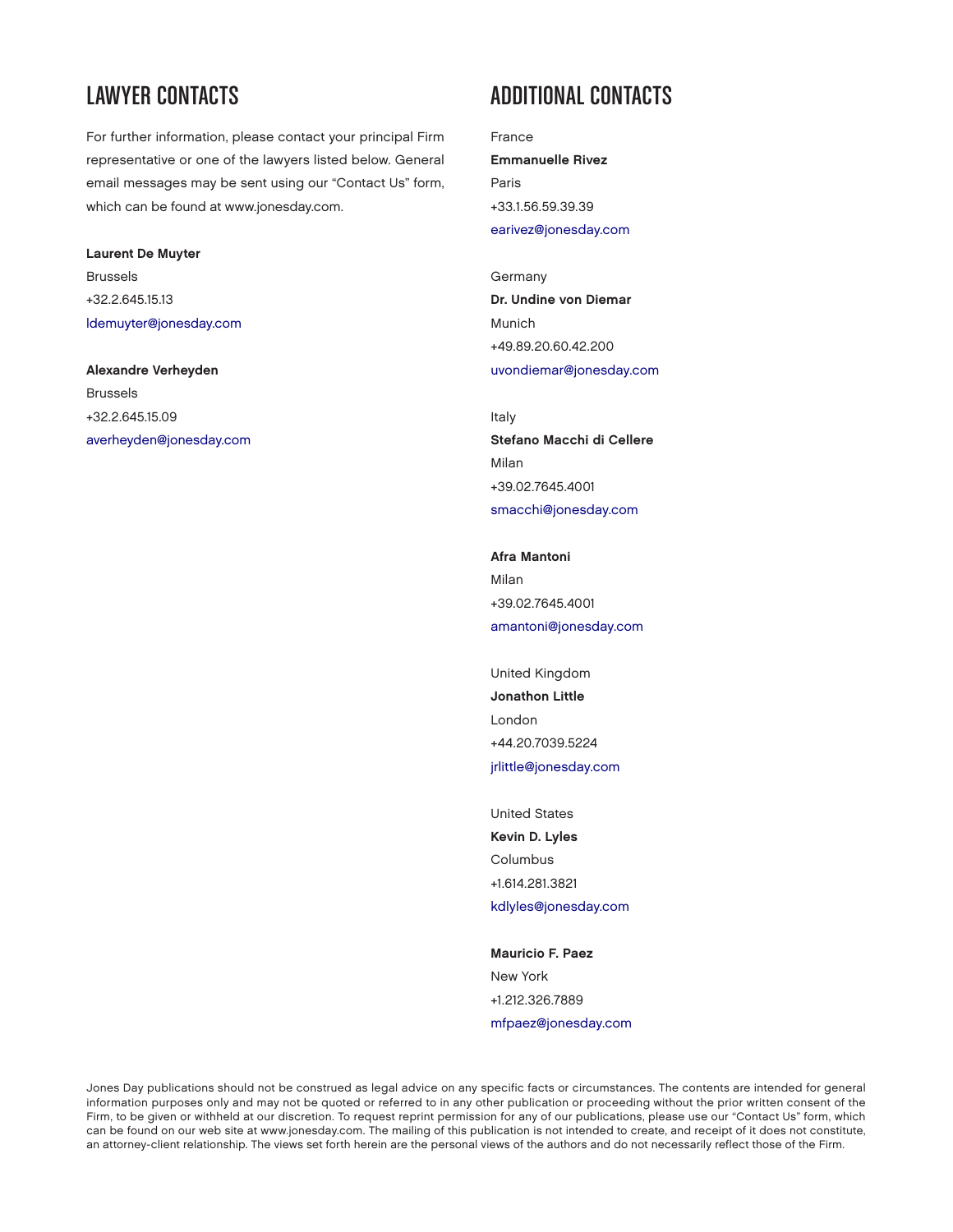## LAWYER CONTACTS

For further information, please contact your principal Firm representative or one of the lawyers listed below. General email messages may be sent using our "Contact Us" form, which can be found at www.jonesday.com.

**Laurent De Muyter**
Brussels
+32.2.645.15.13
ldemuyter@jonesday.com

**Alexandre Verheyden**
Brussels
+32.2.645.15.09
averheyden@jonesday.com

## ADDITIONAL CONTACTS

France
**Emmanuelle Rivez**
Paris
+33.1.56.59.39.39
earivez@jonesday.com

Germany
**Dr. Undine von Diemar**
Munich
+49.89.20.60.42.200
uvondiemar@jonesday.com

Italy
**Stefano Macchi di Cellere**
Milan
+39.02.7645.4001
smacchi@jonesday.com

**Afra Mantoni**
Milan
+39.02.7645.4001
amantoni@jonesday.com

United Kingdom
**Jonathon Little**
London
+44.20.7039.5224
jrlittle@jonesday.com

United States
**Kevin D. Lyles**
Columbus
+1.614.281.3821
kdlyles@jonesday.com

**Mauricio F. Paez**
New York
+1.212.326.7889
mfpaez@jonesday.com

Jones Day publications should not be construed as legal advice on any specific facts or circumstances. The contents are intended for general information purposes only and may not be quoted or referred to in any other publication or proceeding without the prior written consent of the Firm, to be given or withheld at our discretion. To request reprint permission for any of our publications, please use our "Contact Us" form, which can be found on our web site at www.jonesday.com. The mailing of this publication is not intended to create, and receipt of it does not constitute, an attorney-client relationship. The views set forth herein are the personal views of the authors and do not necessarily reflect those of the Firm.